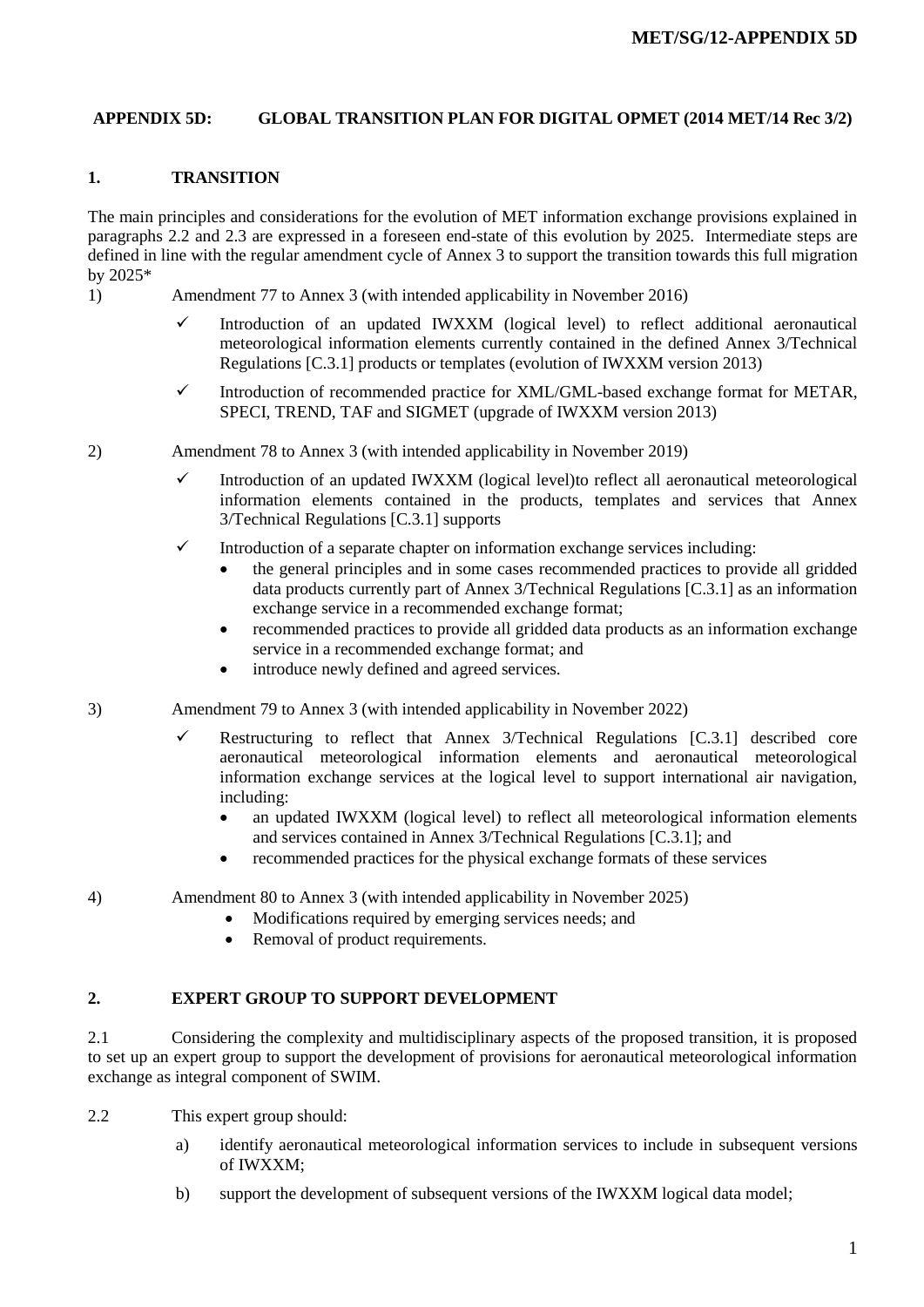## APPENDIX 5D: GLOBAL TRANSITION PLAN FOR DIGITAL OPMET (2014 MET/14 Rec 3/2)

### 1. TRANSITION

The main principles and considerations for the evolution of MET information exchange provisions explained in paragraphs 2.2 and 2.3 are expressed in a foreseen end-state of this evolution by 2025. Intermediate steps are defined in line with the regular amendment cycle of Annex 3 to support the transition towards this full migration by 2025*

1) Amendment 77 to Annex 3 (with intended applicability in November 2016)

   - ✓ Introduction of an updated IWXXM (logical level) to reflect additional aeronautical meteorological information elements currently contained in the defined Annex 3/Technical Regulations [C.3.1] products or templates (evolution of IWXXM version 2013)
   - ✓ Introduction of recommended practice for XML/GML-based exchange format for METAR, SPECI, TREND, TAF and SIGMET (upgrade of IWXXM version 2013)

2) Amendment 78 to Annex 3 (with intended applicability in November 2019)

   - ✓ Introduction of an updated IWXXM (logical level)to reflect all aeronautical meteorological information elements contained in the products, templates and services that Annex 3/Technical Regulations [C.3.1] supports
   - ✓ Introduction of a separate chapter on information exchange services including:
     - the general principles and in some cases recommended practices to provide all gridded data products currently part of Annex 3/Technical Regulations [C.3.1] as an information exchange service in a recommended exchange format;
     - recommended practices to provide all gridded data products as an information exchange service in a recommended exchange format; and
     - introduce newly defined and agreed services.

3) Amendment 79 to Annex 3 (with intended applicability in November 2022)

   - ✓ Restructuring to reflect that Annex 3/Technical Regulations [C.3.1] described core aeronautical meteorological information elements and aeronautical meteorological information exchange services at the logical level to support international air navigation, including:
     - an updated IWXXM (logical level) to reflect all meteorological information elements and services contained in Annex 3/Technical Regulations [C.3.1]; and
     - recommended practices for the physical exchange formats of these services

4) Amendment 80 to Annex 3 (with intended applicability in November 2025)

   - Modifications required by emerging services needs; and
   - Removal of product requirements.

### 2. EXPERT GROUP TO SUPPORT DEVELOPMENT

2.1 Considering the complexity and multidisciplinary aspects of the proposed transition, it is proposed to set up an expert group to support the development of provisions for aeronautical meteorological information exchange as integral component of SWIM.

2.2 This expert group should:

a) identify aeronautical meteorological information services to include in subsequent versions of IWXXM;

b) support the development of subsequent versions of the IWXXM logical data model;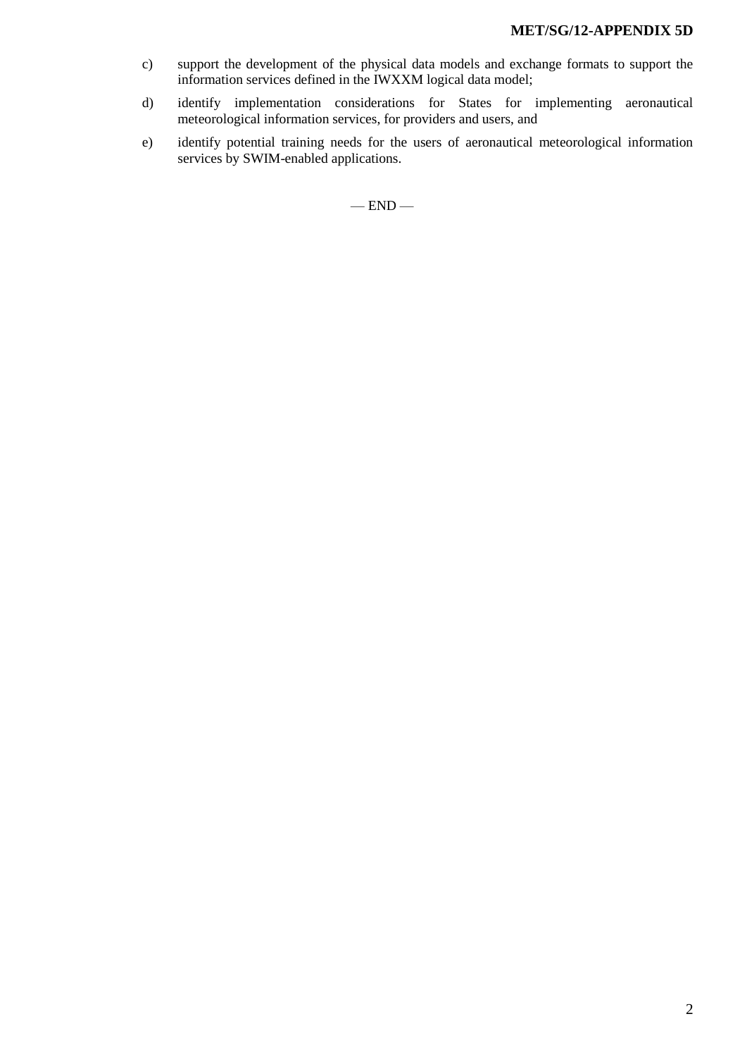c) support the development of the physical data models and exchange formats to support the information services defined in the IWXXM logical data model;

d) identify implementation considerations for States for implementing aeronautical meteorological information services, for providers and users, and

e) identify potential training needs for the users of aeronautical meteorological information services by SWIM-enabled applications.

— END —